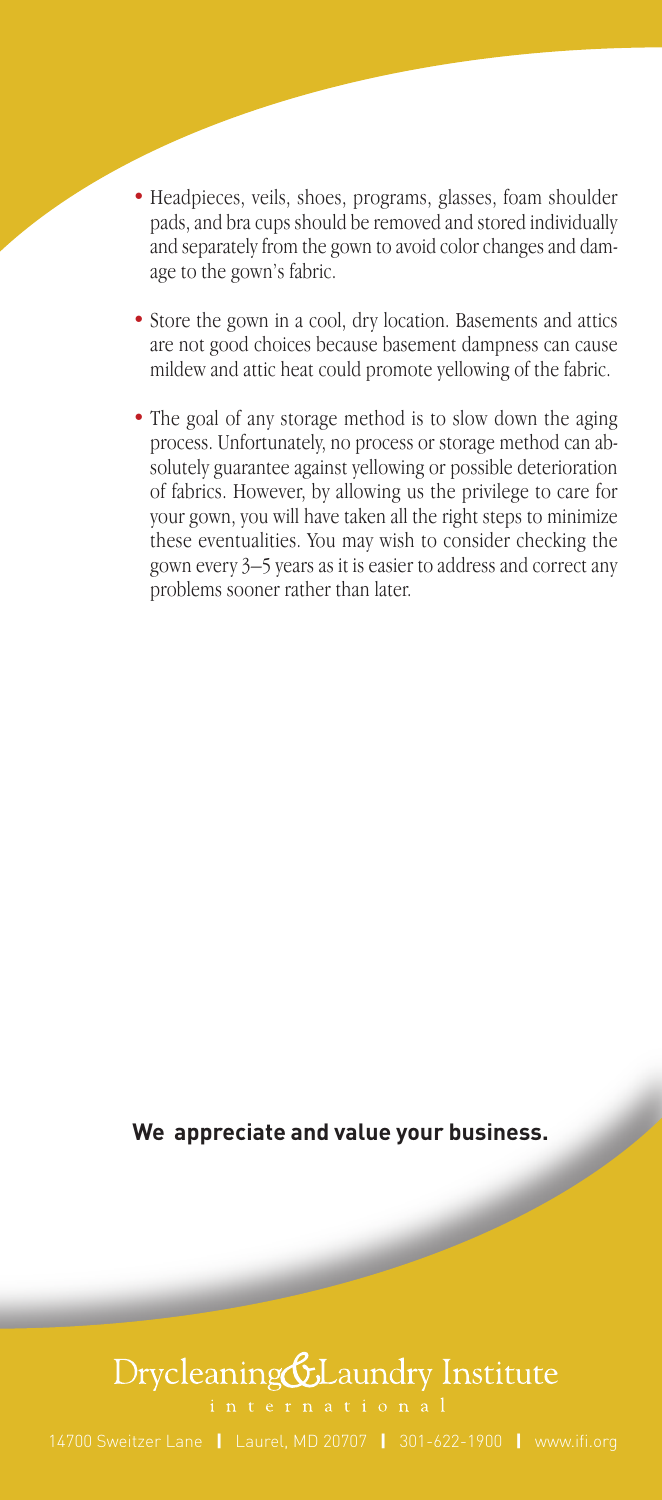- Headpieces, veils, shoes, programs, glasses, foam shoulder pads, and bra cups should be removed and stored individually and separately from the gown to avoid color changes and damage to the gown's fabric.
- Store the gown in a cool, dry location. Basements and attics are not good choices because basement dampness can cause mildew and attic heat could promote yellowing of the fabric.
- The goal of any storage method is to slow down the aging process. Unfortunately, no process or storage method can absolutely guarantee against yellowing or possible deterioration of fabrics. However, by allowing us the privilege to care for your gown, you will have taken all the right steps to minimize these eventualities. You may wish to consider checking the gown every 3–5 years as it is easier to address and correct any problems sooner rather than later.

**We appreciate and value your business.**

Drycleaning & Laundry Institute
international

14700 Sweitzer Lane | Laurel, MD 20707 | 301-622-1900 | www.ifi.org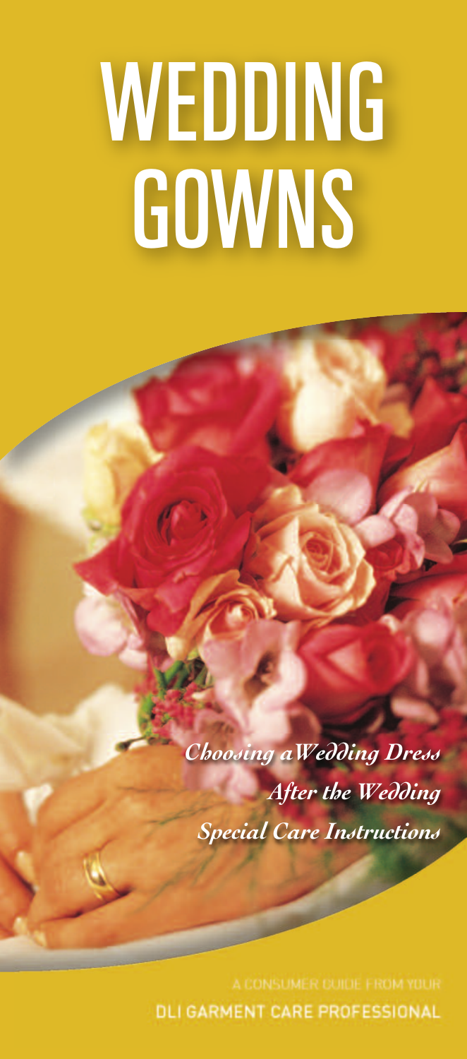# WEDDING GOWNS

*Choosing a Wedding Dress*

*After the Wedding*

*Special Care Instructions*

A CONSUMER GUIDE FROM YOUR

**DLI GARMENT CARE PROFESSIONAL**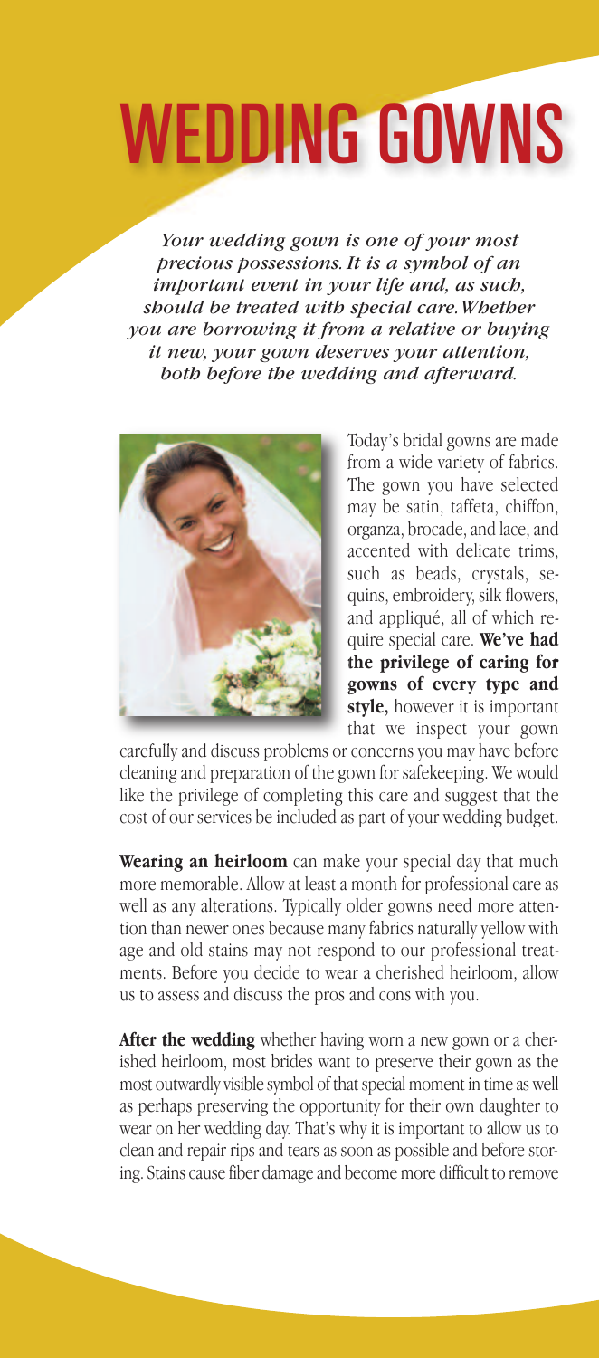# WEDDING GOWNS

*Your wedding gown is one of your most precious possessions. It is a symbol of an important event in your life and, as such, should be treated with special care. Whether you are borrowing it from a relative or buying it new, your gown deserves your attention, both before the wedding and afterward.*

Today's bridal gowns are made from a wide variety of fabrics. The gown you have selected may be satin, taffeta, chiffon, organza, brocade, and lace, and accented with delicate trims, such as beads, crystals, sequins, embroidery, silk flowers, and appliqué, all of which require special care. **We've had the privilege of caring for gowns of every type and style,** however it is important that we inspect your gown carefully and discuss problems or concerns you may have before cleaning and preparation of the gown for safekeeping. We would like the privilege of completing this care and suggest that the cost of our services be included as part of your wedding budget.

**Wearing an heirloom** can make your special day that much more memorable. Allow at least a month for professional care as well as any alterations. Typically older gowns need more attention than newer ones because many fabrics naturally yellow with age and old stains may not respond to our professional treatments. Before you decide to wear a cherished heirloom, allow us to assess and discuss the pros and cons with you.

**After the wedding** whether having worn a new gown or a cherished heirloom, most brides want to preserve their gown as the most outwardly visible symbol of that special moment in time as well as perhaps preserving the opportunity for their own daughter to wear on her wedding day. That's why it is important to allow us to clean and repair rips and tears as soon as possible and before storing. Stains cause fiber damage and become more difficult to remove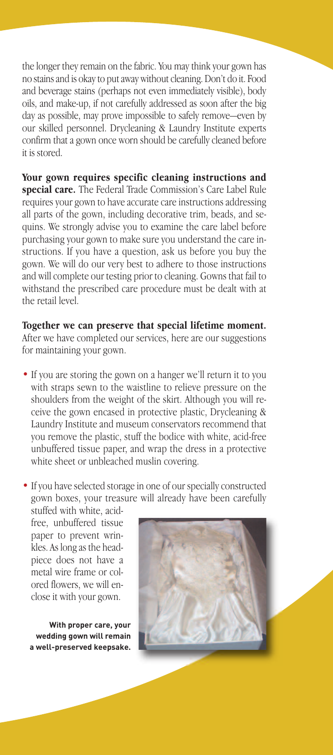the longer they remain on the fabric. You may think your gown has no stains and is okay to put away without cleaning. Don't do it. Food and beverage stains (perhaps not even immediately visible), body oils, and make-up, if not carefully addressed as soon after the big day as possible, may prove impossible to safely remove—even by our skilled personnel. Drycleaning & Laundry Institute experts confirm that a gown once worn should be carefully cleaned before it is stored.

**Your gown requires specific cleaning instructions and special care.** The Federal Trade Commission's Care Label Rule requires your gown to have accurate care instructions addressing all parts of the gown, including decorative trim, beads, and sequins. We strongly advise you to examine the care label before purchasing your gown to make sure you understand the care instructions. If you have a question, ask us before you buy the gown. We will do our very best to adhere to those instructions and will complete our testing prior to cleaning. Gowns that fail to withstand the prescribed care procedure must be dealt with at the retail level.

**Together we can preserve that special lifetime moment.** After we have completed our services, here are our suggestions for maintaining your gown.

- If you are storing the gown on a hanger we'll return it to you with straps sewn to the waistline to relieve pressure on the shoulders from the weight of the skirt. Although you will receive the gown encased in protective plastic, Drycleaning & Laundry Institute and museum conservators recommend that you remove the plastic, stuff the bodice with white, acid-free unbuffered tissue paper, and wrap the dress in a protective white sheet or unbleached muslin covering.
- If you have selected storage in one of our specially constructed gown boxes, your treasure will already have been carefully stuffed with white, acid-free, unbuffered tissue paper to prevent wrinkles. As long as the headpiece does not have a metal wire frame or colored flowers, we will enclose it with your gown.

**With proper care, your wedding gown will remain a well-preserved keepsake.**